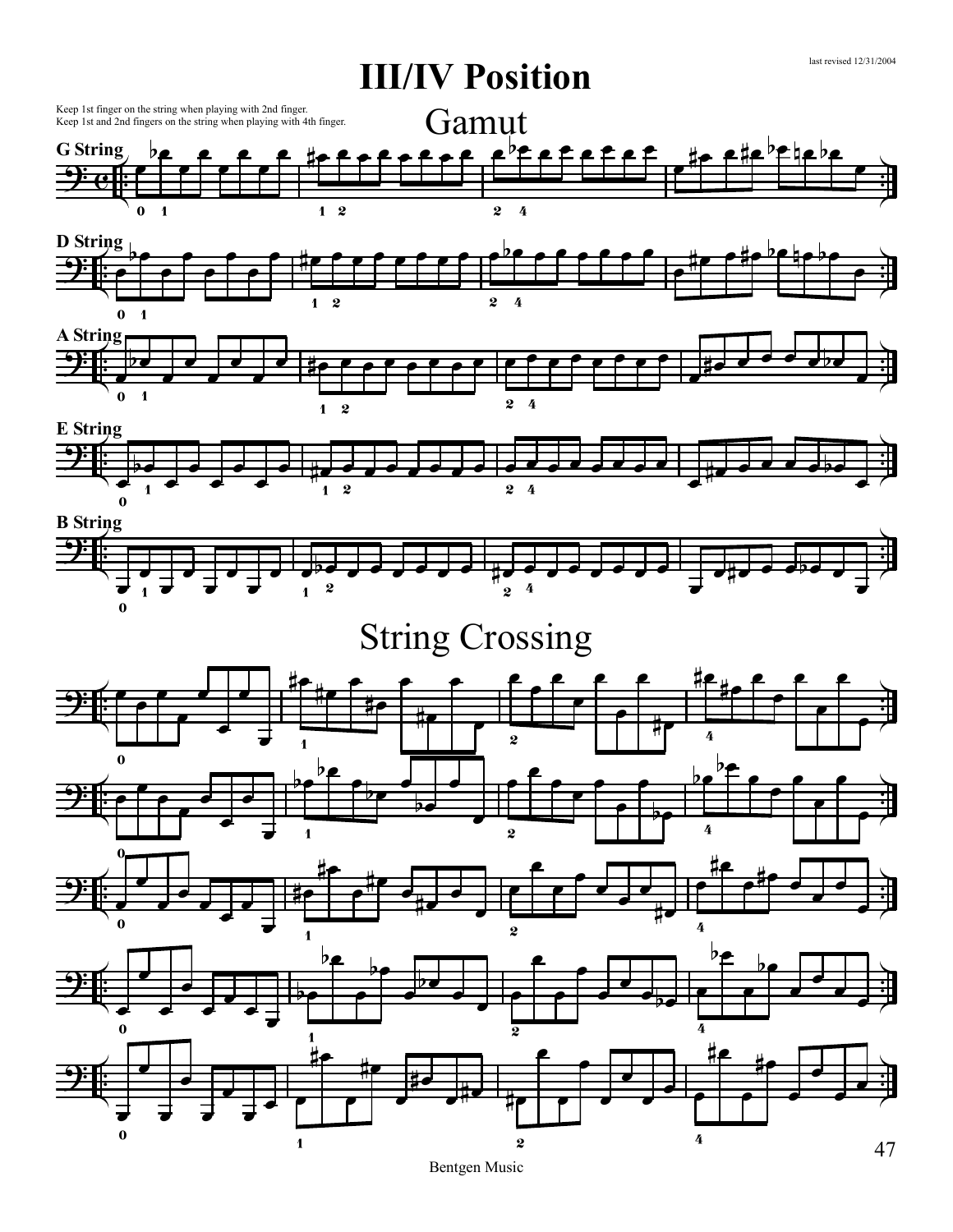last revised 12/31/2004

# III/IV Position

## Gamut

Keep 1st finger on the string when playing with 2nd finger.
Keep 1st and 2nd fingers on the string when playing with 4th finger.

**G String**

**D String**

**A String**

**E String**

**B String**

## String Crossing

Bentgen Music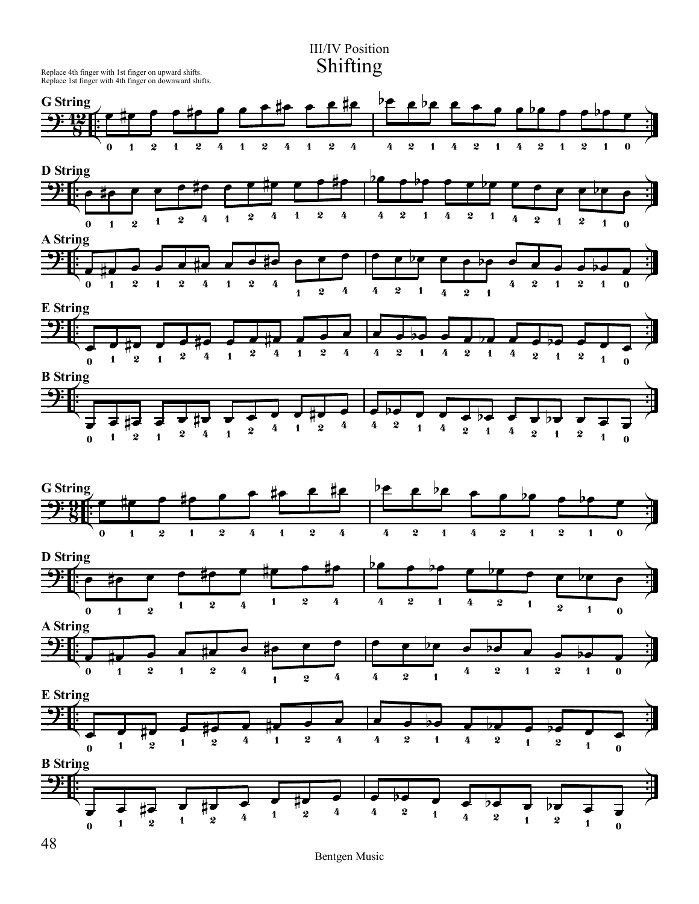III/IV Position

# Shifting

Replace 4th finger with 1st finger on upward shifts.
Replace 1st finger with 4th finger on downward shifts.

**G String**

**D String**

**A String**

**E String**

**B String**

**G String**

**D String**

**A String**

**E String**

**B String**

Bentgen Music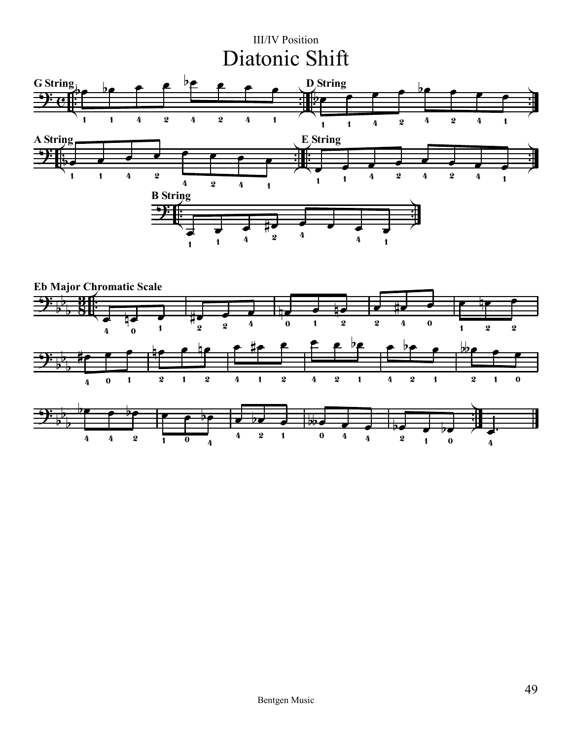III/IV Position

# Diatonic Shift

**G String**

**D String**

**A String**

**E String**

**B String**

**Eb Major Chromatic Scale**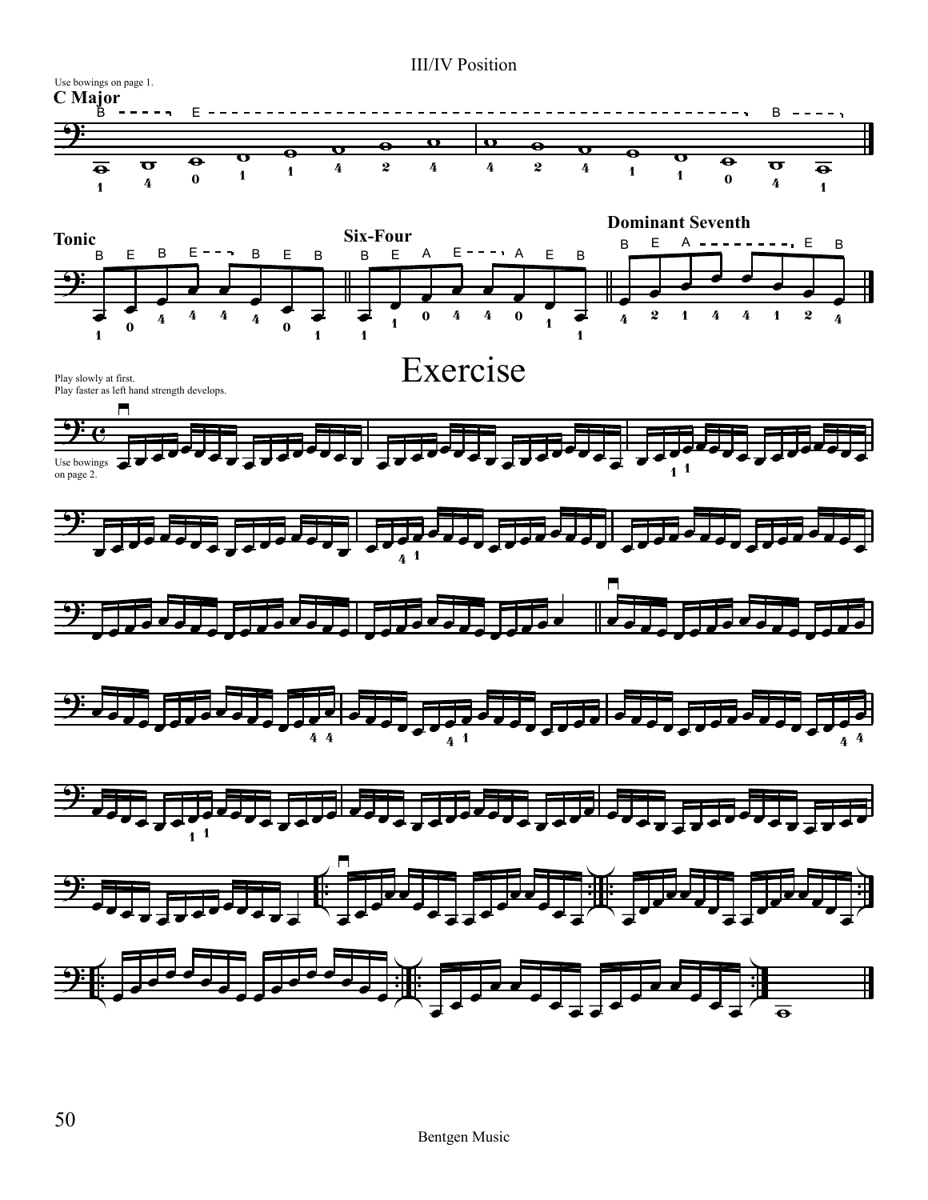## III/IV Position

Use bowings on page 1.

### C Major

### Tonic

### Six-Four

### Dominant Seventh

# Exercise

Play slowly at first.
Play faster as left hand strength develops.

Use bowings on page 2.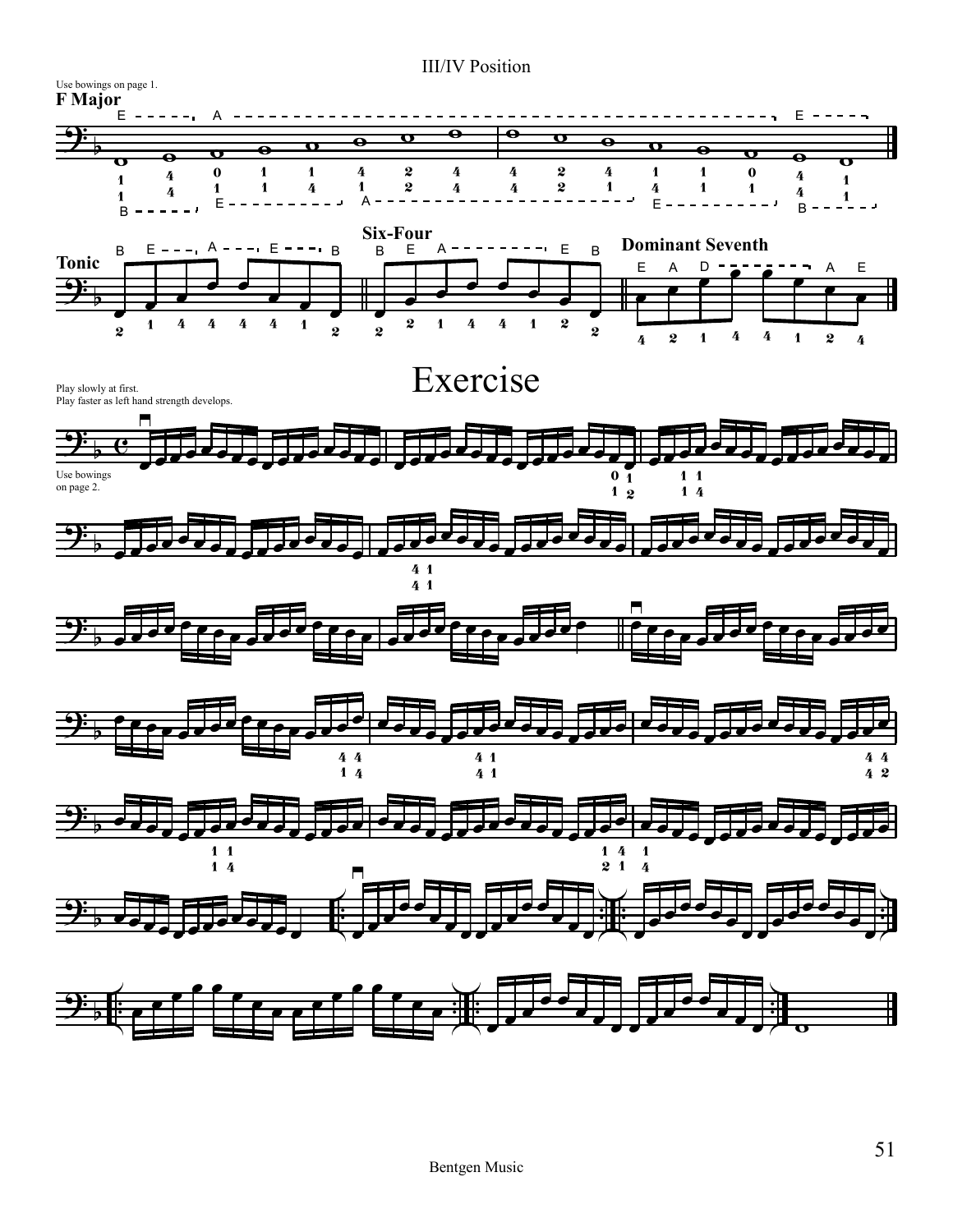III/IV Position

Use bowings on page 1.

**F Major**

**Tonic**

**Six-Four**

**Dominant Seventh**

# Exercise

Play slowly at first.
Play faster as left hand strength develops.

Use bowings on page 2.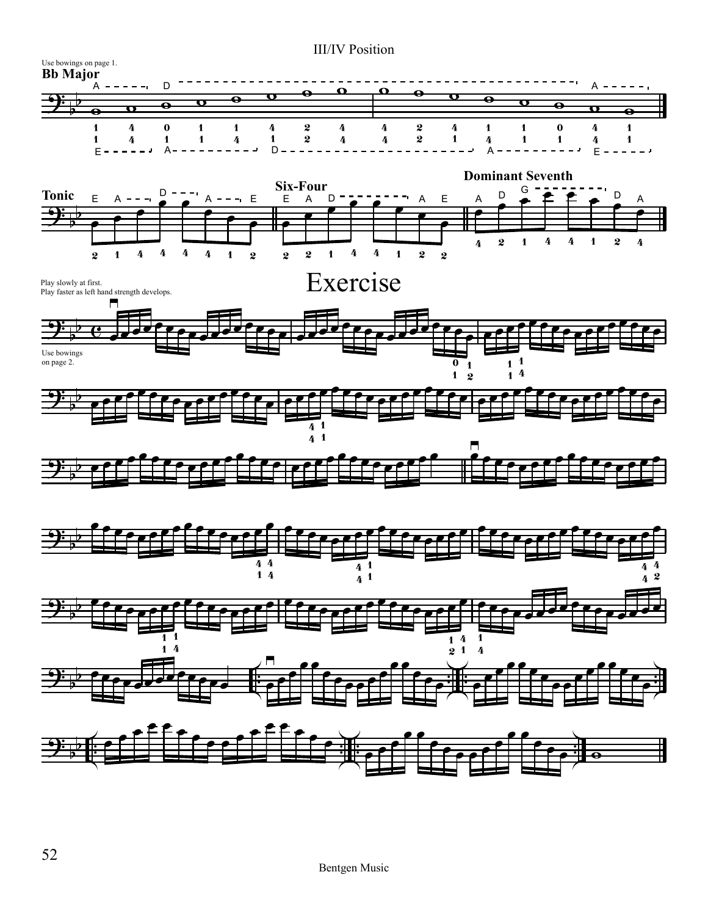Use bowings on page 1.

## Bb Major

Tonic

Six-Four

Dominant Seventh

# Exercise

Play slowly at first.
Play faster as left hand strength develops.

Use bowings on page 2.

Bentgen Music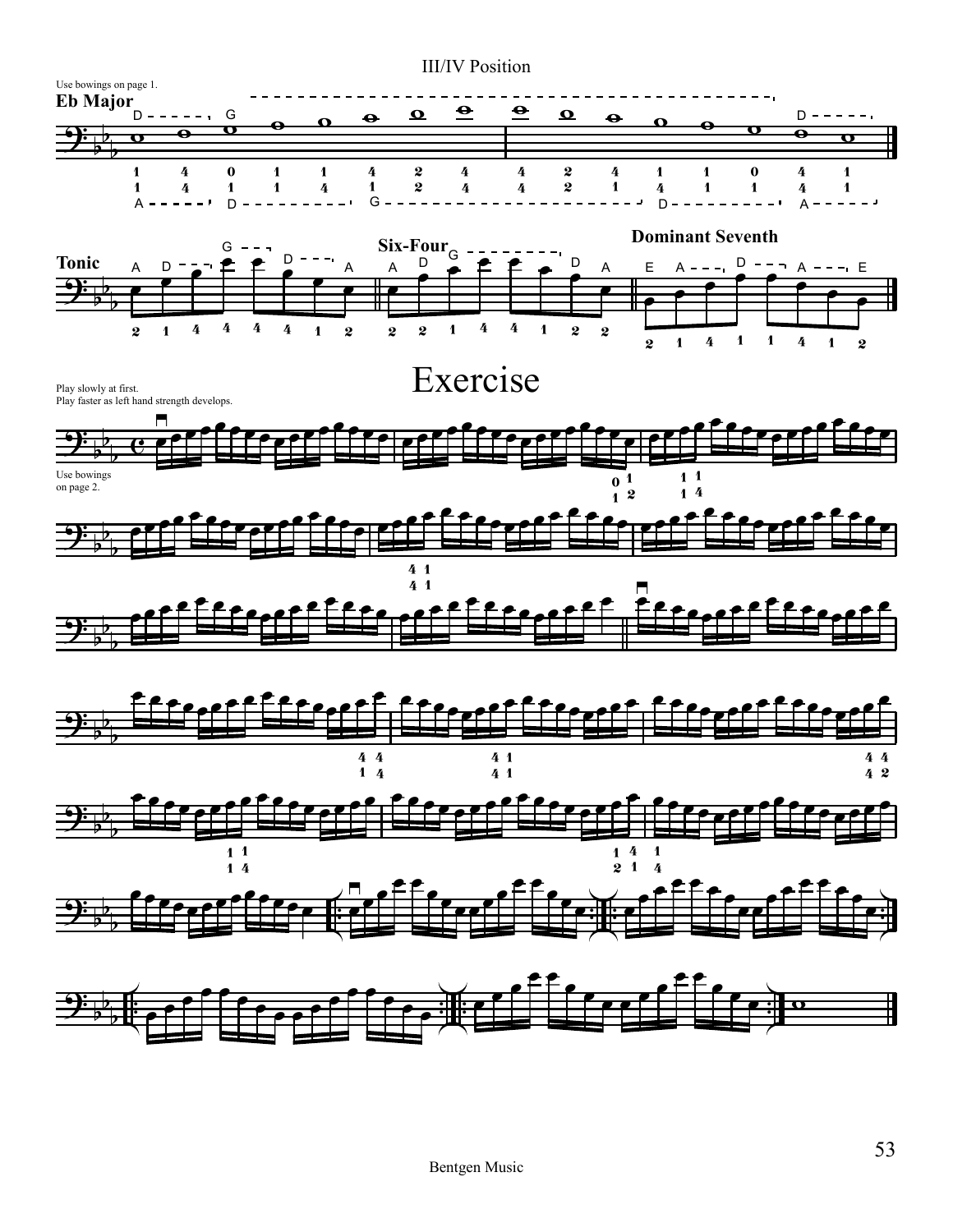# III/IV Position

Use bowings on page 1.

**Eb Major**

**Tonic**

**Six-Four**

**Dominant Seventh**

## Exercise

Play slowly at first.
Play faster as left hand strength develops.

Use bowings on page 2.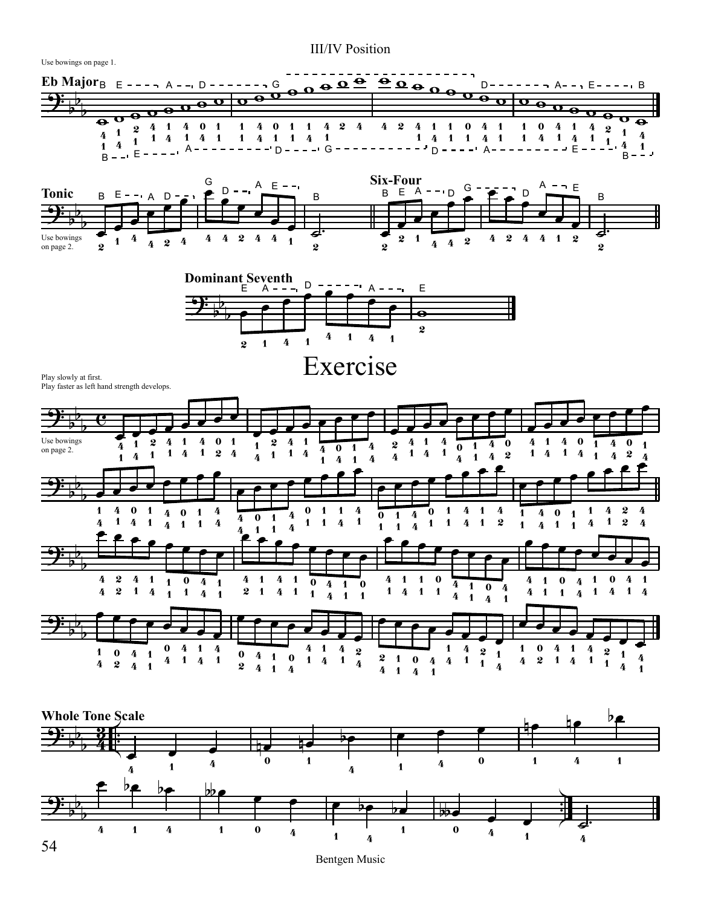III/IV Position

Use bowings on page 1.

**Eb Major**

**Tonic**

Use bowings on page 2.

**Six-Four**

**Dominant Seventh**

# Exercise

Play slowly at first.
Play faster as left hand strength develops.

Use bowings on page 2.

**Whole Tone Scale**

Bentgen Music